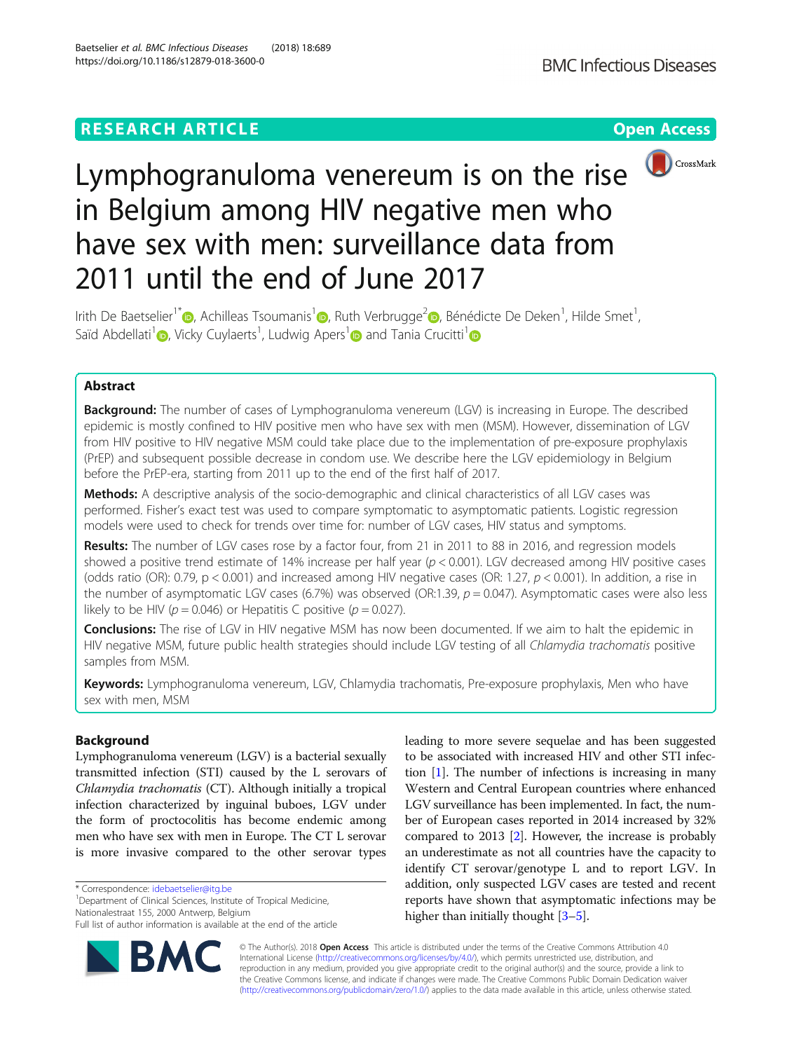RESEARCH ARTICLE

Open Access

# Lymphogranuloma venereum is on the rise in Belgium among HIV negative men who have sex with men: surveillance data from 2011 until the end of June 2017

Irith De Baetselier[1*], Achilleas Tsoumanis[1], Ruth Verbrugge[2], Bénédicte De Deken[1], Hilde Smet[1], Saïd Abdellati[1], Vicky Cuylaerts[1], Ludwig Apers[1] and Tania Crucitti[1]

## Abstract

**Background:** The number of cases of Lymphogranuloma venereum (LGV) is increasing in Europe. The described epidemic is mostly confined to HIV positive men who have sex with men (MSM). However, dissemination of LGV from HIV positive to HIV negative MSM could take place due to the implementation of pre-exposure prophylaxis (PrEP) and subsequent possible decrease in condom use. We describe here the LGV epidemiology in Belgium before the PrEP-era, starting from 2011 up to the end of the first half of 2017.

**Methods:** A descriptive analysis of the socio-demographic and clinical characteristics of all LGV cases was performed. Fisher's exact test was used to compare symptomatic to asymptomatic patients. Logistic regression models were used to check for trends over time for: number of LGV cases, HIV status and symptoms.

**Results:** The number of LGV cases rose by a factor four, from 21 in 2011 to 88 in 2016, and regression models showed a positive trend estimate of 14% increase per half year ($p < 0.001$). LGV decreased among HIV positive cases (odds ratio (OR): 0.79, $p < 0.001$) and increased among HIV negative cases (OR: 1.27, $p < 0.001$). In addition, a rise in the number of asymptomatic LGV cases (6.7%) was observed (OR:1.39, $p = 0.047$). Asymptomatic cases were also less likely to be HIV ($p = 0.046$) or Hepatitis C positive ($p = 0.027$).

**Conclusions:** The rise of LGV in HIV negative MSM has now been documented. If we aim to halt the epidemic in HIV negative MSM, future public health strategies should include LGV testing of all *Chlamydia trachomatis* positive samples from MSM.

**Keywords:** Lymphogranuloma venereum, LGV, Chlamydia trachomatis, Pre-exposure prophylaxis, Men who have sex with men, MSM

## Background

Lymphogranuloma venereum (LGV) is a bacterial sexually transmitted infection (STI) caused by the L serovars of *Chlamydia trachomatis* (CT). Although initially a tropical infection characterized by inguinal buboes, LGV under the form of proctocolitis has become endemic among men who have sex with men in Europe. The CT L serovar is more invasive compared to the other serovar types leading to more severe sequelae and has been suggested to be associated with increased HIV and other STI infection [1]. The number of infections is increasing in many Western and Central European countries where enhanced LGV surveillance has been implemented. In fact, the number of European cases reported in 2014 increased by 32% compared to 2013 [2]. However, the increase is probably an underestimate as not all countries have the capacity to identify CT serovar/genotype L and to report LGV. In addition, only suspected LGV cases are tested and recent reports have shown that asymptomatic infections may be higher than initially thought [3–5].

\* Correspondence: idebaetselier@itg.be
[1]Department of Clinical Sciences, Institute of Tropical Medicine, Nationalestraat 155, 2000 Antwerp, Belgium
Full list of author information is available at the end of the article

© The Author(s). 2018 **Open Access** This article is distributed under the terms of the Creative Commons Attribution 4.0 International License (http://creativecommons.org/licenses/by/4.0/), which permits unrestricted use, distribution, and reproduction in any medium, provided you give appropriate credit to the original author(s) and the source, provide a link to the Creative Commons license, and indicate if changes were made. The Creative Commons Public Domain Dedication waiver (http://creativecommons.org/publicdomain/zero/1.0/) applies to the data made available in this article, unless otherwise stated.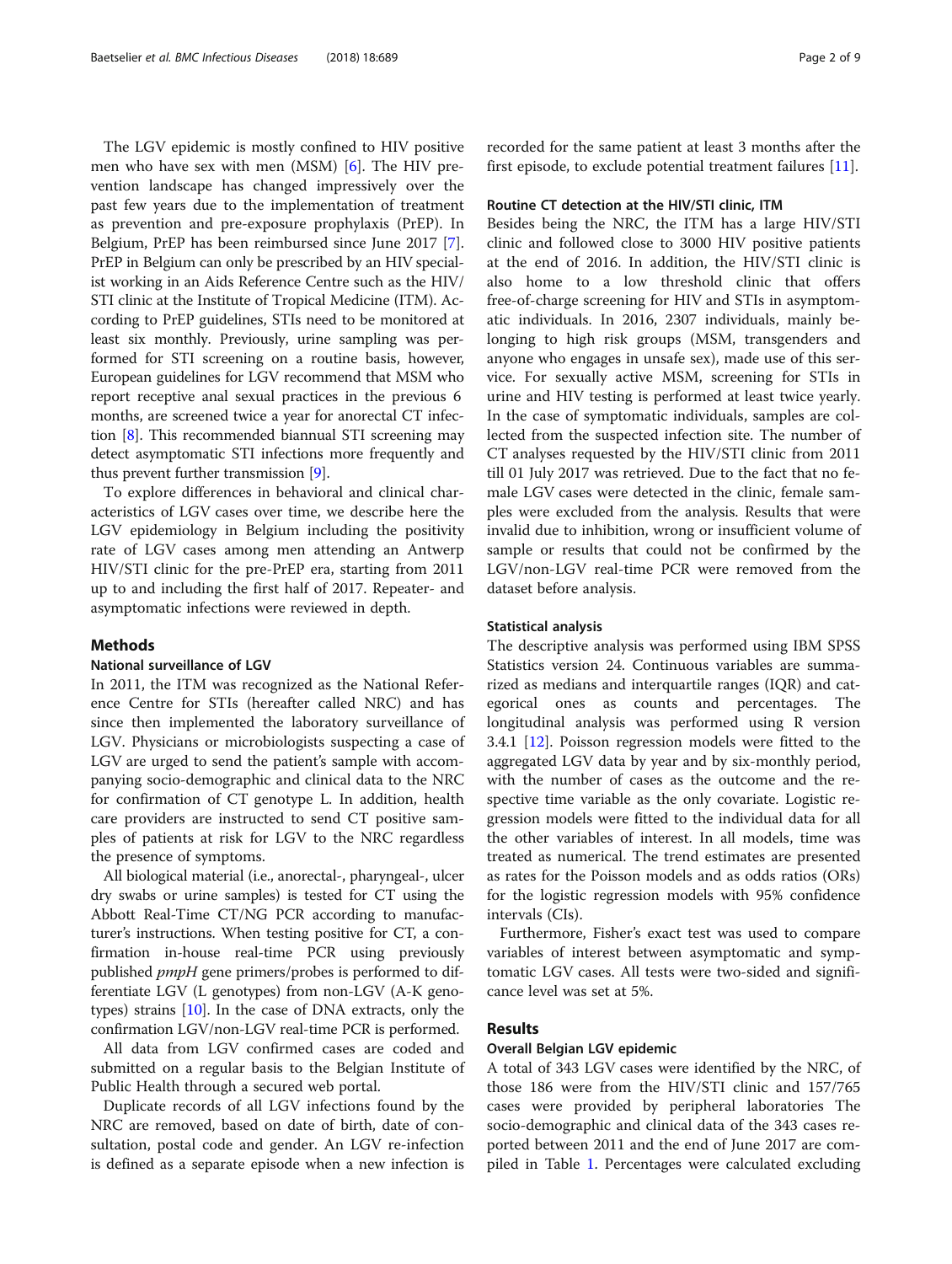The LGV epidemic is mostly confined to HIV positive men who have sex with men (MSM) [6]. The HIV prevention landscape has changed impressively over the past few years due to the implementation of treatment as prevention and pre-exposure prophylaxis (PrEP). In Belgium, PrEP has been reimbursed since June 2017 [7]. PrEP in Belgium can only be prescribed by an HIV specialist working in an Aids Reference Centre such as the HIV/STI clinic at the Institute of Tropical Medicine (ITM). According to PrEP guidelines, STIs need to be monitored at least six monthly. Previously, urine sampling was performed for STI screening on a routine basis, however, European guidelines for LGV recommend that MSM who report receptive anal sexual practices in the previous 6 months, are screened twice a year for anorectal CT infection [8]. This recommended biannual STI screening may detect asymptomatic STI infections more frequently and thus prevent further transmission [9].

To explore differences in behavioral and clinical characteristics of LGV cases over time, we describe here the LGV epidemiology in Belgium including the positivity rate of LGV cases among men attending an Antwerp HIV/STI clinic for the pre-PrEP era, starting from 2011 up to and including the first half of 2017. Repeater- and asymptomatic infections were reviewed in depth.

## Methods

### National surveillance of LGV

In 2011, the ITM was recognized as the National Reference Centre for STIs (hereafter called NRC) and has since then implemented the laboratory surveillance of LGV. Physicians or microbiologists suspecting a case of LGV are urged to send the patient's sample with accompanying socio-demographic and clinical data to the NRC for confirmation of CT genotype L. In addition, health care providers are instructed to send CT positive samples of patients at risk for LGV to the NRC regardless the presence of symptoms.

All biological material (i.e., anorectal-, pharyngeal-, ulcer dry swabs or urine samples) is tested for CT using the Abbott Real-Time CT/NG PCR according to manufacturer's instructions. When testing positive for CT, a confirmation in-house real-time PCR using previously published *pmpH* gene primers/probes is performed to differentiate LGV (L genotypes) from non-LGV (A-K genotypes) strains [10]. In the case of DNA extracts, only the confirmation LGV/non-LGV real-time PCR is performed.

All data from LGV confirmed cases are coded and submitted on a regular basis to the Belgian Institute of Public Health through a secured web portal.

Duplicate records of all LGV infections found by the NRC are removed, based on date of birth, date of consultation, postal code and gender. An LGV re-infection is defined as a separate episode when a new infection is recorded for the same patient at least 3 months after the first episode, to exclude potential treatment failures [11].

### Routine CT detection at the HIV/STI clinic, ITM

Besides being the NRC, the ITM has a large HIV/STI clinic and followed close to 3000 HIV positive patients at the end of 2016. In addition, the HIV/STI clinic is also home to a low threshold clinic that offers free-of-charge screening for HIV and STIs in asymptomatic individuals. In 2016, 2307 individuals, mainly belonging to high risk groups (MSM, transgenders and anyone who engages in unsafe sex), made use of this service. For sexually active MSM, screening for STIs in urine and HIV testing is performed at least twice yearly. In the case of symptomatic individuals, samples are collected from the suspected infection site. The number of CT analyses requested by the HIV/STI clinic from 2011 till 01 July 2017 was retrieved. Due to the fact that no female LGV cases were detected in the clinic, female samples were excluded from the analysis. Results that were invalid due to inhibition, wrong or insufficient volume of sample or results that could not be confirmed by the LGV/non-LGV real-time PCR were removed from the dataset before analysis.

### Statistical analysis

The descriptive analysis was performed using IBM SPSS Statistics version 24. Continuous variables are summarized as medians and interquartile ranges (IQR) and categorical ones as counts and percentages. The longitudinal analysis was performed using R version 3.4.1 [12]. Poisson regression models were fitted to the aggregated LGV data by year and by six-monthly period, with the number of cases as the outcome and the respective time variable as the only covariate. Logistic regression models were fitted to the individual data for all the other variables of interest. In all models, time was treated as numerical. The trend estimates are presented as rates for the Poisson models and as odds ratios (ORs) for the logistic regression models with 95% confidence intervals (CIs).

Furthermore, Fisher's exact test was used to compare variables of interest between asymptomatic and symptomatic LGV cases. All tests were two-sided and significance level was set at 5%.

## Results

### Overall Belgian LGV epidemic

A total of 343 LGV cases were identified by the NRC, of those 186 were from the HIV/STI clinic and 157/765 cases were provided by peripheral laboratories The socio-demographic and clinical data of the 343 cases reported between 2011 and the end of June 2017 are compiled in Table 1. Percentages were calculated excluding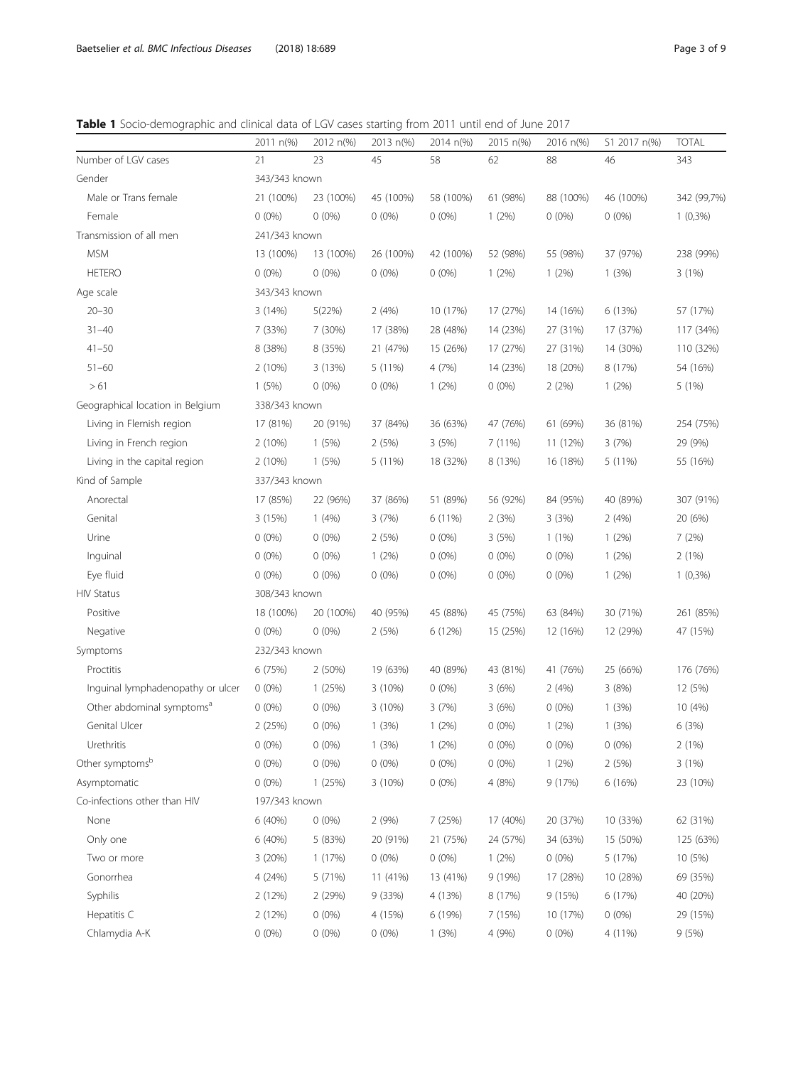**Table 1** Socio-demographic and clinical data of LGV cases starting from 2011 until end of June 2017

| | 2011 n(%) | 2012 n(%) | 2013 n(%) | 2014 n(%) | 2015 n(%) | 2016 n(%) | S1 2017 n(%) | TOTAL |
|---|---|---|---|---|---|---|---|---|
| Number of LGV cases | 21 | 23 | 45 | 58 | 62 | 88 | 46 | 343 |
| Gender | 343/343 known | | | | | | | |
| Male or Trans female | 21 (100%) | 23 (100%) | 45 (100%) | 58 (100%) | 61 (98%) | 88 (100%) | 46 (100%) | 342 (99,7%) |
| Female | 0 (0%) | 0 (0%) | 0 (0%) | 0 (0%) | 1 (2%) | 0 (0%) | 0 (0%) | 1 (0,3%) |
| Transmission of all men | 241/343 known | | | | | | | |
| MSM | 13 (100%) | 13 (100%) | 26 (100%) | 42 (100%) | 52 (98%) | 55 (98%) | 37 (97%) | 238 (99%) |
| HETERO | 0 (0%) | 0 (0%) | 0 (0%) | 0 (0%) | 1 (2%) | 1 (2%) | 1 (3%) | 3 (1%) |
| Age scale | 343/343 known | | | | | | | |
| 20–30 | 3 (14%) | 5(22%) | 2 (4%) | 10 (17%) | 17 (27%) | 14 (16%) | 6 (13%) | 57 (17%) |
| 31–40 | 7 (33%) | 7 (30%) | 17 (38%) | 28 (48%) | 14 (23%) | 27 (31%) | 17 (37%) | 117 (34%) |
| 41–50 | 8 (38%) | 8 (35%) | 21 (47%) | 15 (26%) | 17 (27%) | 27 (31%) | 14 (30%) | 110 (32%) |
| 51–60 | 2 (10%) | 3 (13%) | 5 (11%) | 4 (7%) | 14 (23%) | 18 (20%) | 8 (17%) | 54 (16%) |
| > 61 | 1 (5%) | 0 (0%) | 0 (0%) | 1 (2%) | 0 (0%) | 2 (2%) | 1 (2%) | 5 (1%) |
| Geographical location in Belgium | 338/343 known | | | | | | | |
| Living in Flemish region | 17 (81%) | 20 (91%) | 37 (84%) | 36 (63%) | 47 (76%) | 61 (69%) | 36 (81%) | 254 (75%) |
| Living in French region | 2 (10%) | 1 (5%) | 2 (5%) | 3 (5%) | 7 (11%) | 11 (12%) | 3 (7%) | 29 (9%) |
| Living in the capital region | 2 (10%) | 1 (5%) | 5 (11%) | 18 (32%) | 8 (13%) | 16 (18%) | 5 (11%) | 55 (16%) |
| Kind of Sample | 337/343 known | | | | | | | |
| Anorectal | 17 (85%) | 22 (96%) | 37 (86%) | 51 (89%) | 56 (92%) | 84 (95%) | 40 (89%) | 307 (91%) |
| Genital | 3 (15%) | 1 (4%) | 3 (7%) | 6 (11%) | 2 (3%) | 3 (3%) | 2 (4%) | 20 (6%) |
| Urine | 0 (0%) | 0 (0%) | 2 (5%) | 0 (0%) | 3 (5%) | 1 (1%) | 1 (2%) | 7 (2%) |
| Inguinal | 0 (0%) | 0 (0%) | 1 (2%) | 0 (0%) | 0 (0%) | 0 (0%) | 1 (2%) | 2 (1%) |
| Eye fluid | 0 (0%) | 0 (0%) | 0 (0%) | 0 (0%) | 0 (0%) | 0 (0%) | 1 (2%) | 1 (0,3%) |
| HIV Status | 308/343 known | | | | | | | |
| Positive | 18 (100%) | 20 (100%) | 40 (95%) | 45 (88%) | 45 (75%) | 63 (84%) | 30 (71%) | 261 (85%) |
| Negative | 0 (0%) | 0 (0%) | 2 (5%) | 6 (12%) | 15 (25%) | 12 (16%) | 12 (29%) | 47 (15%) |
| Symptoms | 232/343 known | | | | | | | |
| Proctitis | 6 (75%) | 2 (50%) | 19 (63%) | 40 (89%) | 43 (81%) | 41 (76%) | 25 (66%) | 176 (76%) |
| Inguinal lymphadenopathy or ulcer | 0 (0%) | 1 (25%) | 3 (10%) | 0 (0%) | 3 (6%) | 2 (4%) | 3 (8%) | 12 (5%) |
| Other abdominal symptoms[a] | 0 (0%) | 0 (0%) | 3 (10%) | 3 (7%) | 3 (6%) | 0 (0%) | 1 (3%) | 10 (4%) |
| Genital Ulcer | 2 (25%) | 0 (0%) | 1 (3%) | 1 (2%) | 0 (0%) | 1 (2%) | 1 (3%) | 6 (3%) |
| Urethritis | 0 (0%) | 0 (0%) | 1 (3%) | 1 (2%) | 0 (0%) | 0 (0%) | 0 (0%) | 2 (1%) |
| Other symptoms[b] | 0 (0%) | 0 (0%) | 0 (0%) | 0 (0%) | 0 (0%) | 1 (2%) | 2 (5%) | 3 (1%) |
| Asymptomatic | 0 (0%) | 1 (25%) | 3 (10%) | 0 (0%) | 4 (8%) | 9 (17%) | 6 (16%) | 23 (10%) |
| Co-infections other than HIV | 197/343 known | | | | | | | |
| None | 6 (40%) | 0 (0%) | 2 (9%) | 7 (25%) | 17 (40%) | 20 (37%) | 10 (33%) | 62 (31%) |
| Only one | 6 (40%) | 5 (83%) | 20 (91%) | 21 (75%) | 24 (57%) | 34 (63%) | 15 (50%) | 125 (63%) |
| Two or more | 3 (20%) | 1 (17%) | 0 (0%) | 0 (0%) | 1 (2%) | 0 (0%) | 5 (17%) | 10 (5%) |
| Gonorrhea | 4 (24%) | 5 (71%) | 11 (41%) | 13 (41%) | 9 (19%) | 17 (28%) | 10 (28%) | 69 (35%) |
| Syphilis | 2 (12%) | 2 (29%) | 9 (33%) | 4 (13%) | 8 (17%) | 9 (15%) | 6 (17%) | 40 (20%) |
| Hepatitis C | 2 (12%) | 0 (0%) | 4 (15%) | 6 (19%) | 7 (15%) | 10 (17%) | 0 (0%) | 29 (15%) |
| Chlamydia A-K | 0 (0%) | 0 (0%) | 0 (0%) | 1 (3%) | 4 (9%) | 0 (0%) | 4 (11%) | 9 (5%) |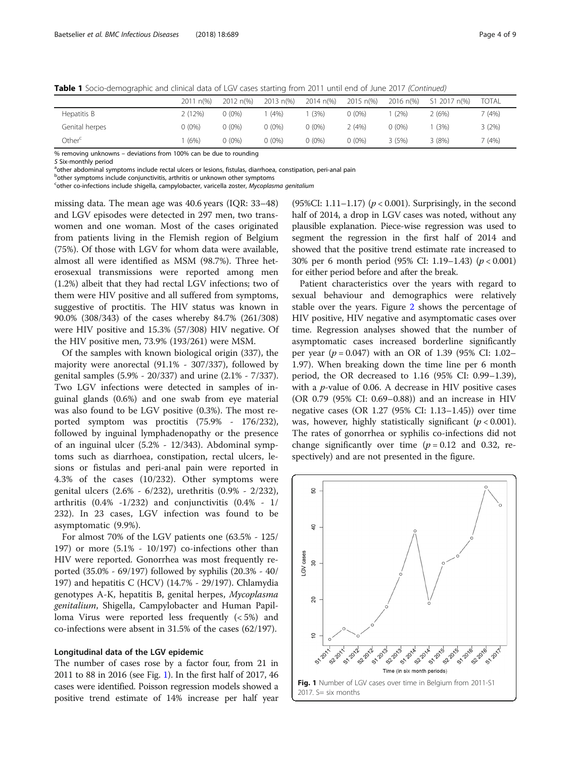**Table 1** Socio-demographic and clinical data of LGV cases starting from 2011 until end of June 2017 *(Continued)*

| | 2011 n(%) | 2012 n(%) | 2013 n(%) | 2014 n(%) | 2015 n(%) | 2016 n(%) | S1 2017 n(%) | TOTAL |
|---|---|---|---|---|---|---|---|---|
| Hepatitis B | 2 (12%) | 0 (0%) | 1 (4%) | 1 (3%) | 0 (0%) | 1 (2%) | 2 (6%) | 7 (4%) |
| Genital herpes | 0 (0%) | 0 (0%) | 0 (0%) | 0 (0%) | 2 (4%) | 0 (0%) | 1 (3%) | 3 (2%) |
| Other[c] | 1 (6%) | 0 (0%) | 0 (0%) | 0 (0%) | 0 (0%) | 3 (5%) | 3 (8%) | 7 (4%) |

% removing unknowns – deviations from 100% can be due to rounding
*S* Six-monthly period
[a]other abdominal symptoms include rectal ulcers or lesions, fistulas, diarrhoea, constipation, peri-anal pain
[b]other symptoms include conjunctivitis, arthritis or unknown other symptoms
[c]other co-infections include shigella, campylobacter, varicella zoster, *Mycoplasma genitalium*

missing data. The mean age was 40.6 years (IQR: 33–48) and LGV episodes were detected in 297 men, two transwomen and one woman. Most of the cases originated from patients living in the Flemish region of Belgium (75%). Of those with LGV for whom data were available, almost all were identified as MSM (98.7%). Three heterosexual transmissions were reported among men (1.2%) albeit that they had rectal LGV infections; two of them were HIV positive and all suffered from symptoms, suggestive of proctitis. The HIV status was known in 90.0% (308/343) of the cases whereby 84.7% (261/308) were HIV positive and 15.3% (57/308) HIV negative. Of the HIV positive men, 73.9% (193/261) were MSM.

Of the samples with known biological origin (337), the majority were anorectal (91.1% - 307/337), followed by genital samples (5.9% - 20/337) and urine (2.1% - 7/337). Two LGV infections were detected in samples of inguinal glands (0.6%) and one swab from eye material was also found to be LGV positive (0.3%). The most reported symptom was proctitis (75.9% - 176/232), followed by inguinal lymphadenopathy or the presence of an inguinal ulcer (5.2% - 12/343). Abdominal symptoms such as diarrhoea, constipation, rectal ulcers, lesions or fistulas and peri-anal pain were reported in 4.3% of the cases (10/232). Other symptoms were genital ulcers (2.6% - 6/232), urethritis (0.9% - 2/232), arthritis (0.4% -1/232) and conjunctivitis (0.4% - 1/232). In 23 cases, LGV infection was found to be asymptomatic (9.9%).

For almost 70% of the LGV patients one (63.5% - 125/197) or more (5.1% - 10/197) co-infections other than HIV were reported. Gonorrhea was most frequently reported (35.0% - 69/197) followed by syphilis (20.3% - 40/197) and hepatitis C (HCV) (14.7% - 29/197). Chlamydia genotypes A-K, hepatitis B, genital herpes, *Mycoplasma genitalium*, Shigella, Campylobacter and Human Papilloma Virus were reported less frequently (< 5%) and co-infections were absent in 31.5% of the cases (62/197).

### Longitudinal data of the LGV epidemic

The number of cases rose by a factor four, from 21 in 2011 to 88 in 2016 (see Fig. 1). In the first half of 2017, 46 cases were identified. Poisson regression models showed a positive trend estimate of 14% increase per half year (95%CI: 1.11–1.17) ($p < 0.001$). Surprisingly, in the second half of 2014, a drop in LGV cases was noted, without any plausible explanation. Piece-wise regression was used to segment the regression in the first half of 2014 and showed that the positive trend estimate rate increased to 30% per 6 month period (95% CI: 1.19–1.43) ($p < 0.001$) for either period before and after the break.

Patient characteristics over the years with regard to sexual behaviour and demographics were relatively stable over the years. Figure 2 shows the percentage of HIV positive, HIV negative and asymptomatic cases over time. Regression analyses showed that the number of asymptomatic cases increased borderline significantly per year ($p = 0.047$) with an OR of 1.39 (95% CI: 1.02–1.97). When breaking down the time line per 6 month period, the OR decreased to 1.16 (95% CI: 0.99–1.39), with a $p$-value of 0.06. A decrease in HIV positive cases (OR 0.79 (95% CI: 0.69–0.88)) and an increase in HIV negative cases (OR 1.27 (95% CI: 1.13–1.45)) over time was, however, highly statistically significant ($p < 0.001$). The rates of gonorrhea or syphilis co-infections did not change significantly over time ($p = 0.12$ and 0.32, respectively) and are not presented in the figure.

**Fig. 1** Number of LGV cases over time in Belgium from 2011-S1 2017. S= six months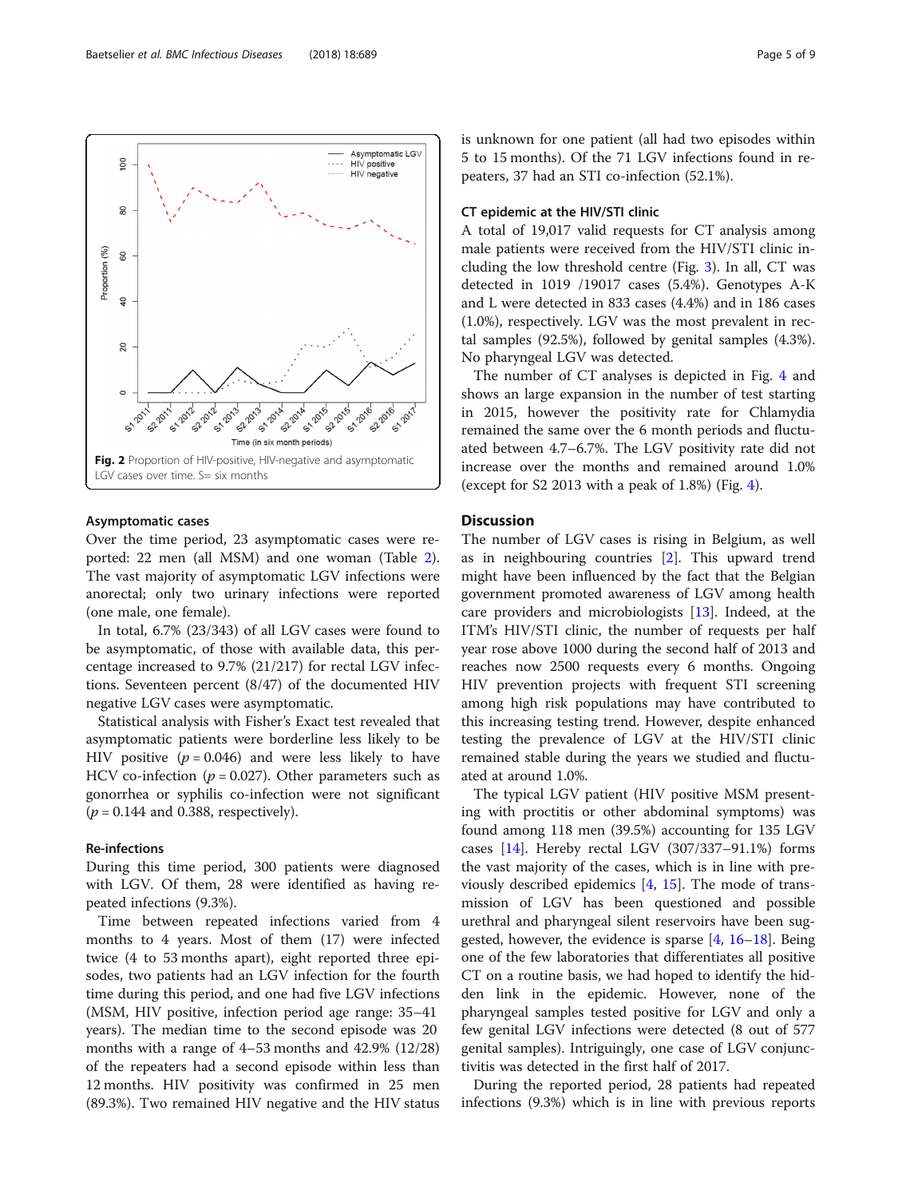Fig. 2 Proportion of HIV-positive, HIV-negative and asymptomatic LGV cases over time. S= six months

### Asymptomatic cases

Over the time period, 23 asymptomatic cases were reported: 22 men (all MSM) and one woman (Table 2). The vast majority of asymptomatic LGV infections were anorectal; only two urinary infections were reported (one male, one female).

In total, 6.7% (23/343) of all LGV cases were found to be asymptomatic, of those with available data, this percentage increased to 9.7% (21/217) for rectal LGV infections. Seventeen percent (8/47) of the documented HIV negative LGV cases were asymptomatic.

Statistical analysis with Fisher's Exact test revealed that asymptomatic patients were borderline less likely to be HIV positive ($p = 0.046$) and were less likely to have HCV co-infection ($p = 0.027$). Other parameters such as gonorrhea or syphilis co-infection were not significant ($p = 0.144$ and 0.388, respectively).

### Re-infections

During this time period, 300 patients were diagnosed with LGV. Of them, 28 were identified as having repeated infections (9.3%).

Time between repeated infections varied from 4 months to 4 years. Most of them (17) were infected twice (4 to 53 months apart), eight reported three episodes, two patients had an LGV infection for the fourth time during this period, and one had five LGV infections (MSM, HIV positive, infection period age range: 35–41 years). The median time to the second episode was 20 months with a range of 4–53 months and 42.9% (12/28) of the repeaters had a second episode within less than 12 months. HIV positivity was confirmed in 25 men (89.3%). Two remained HIV negative and the HIV status is unknown for one patient (all had two episodes within 5 to 15 months). Of the 71 LGV infections found in repeaters, 37 had an STI co-infection (52.1%).

### CT epidemic at the HIV/STI clinic

A total of 19,017 valid requests for CT analysis among male patients were received from the HIV/STI clinic including the low threshold centre (Fig. 3). In all, CT was detected in 1019 /19017 cases (5.4%). Genotypes A-K and L were detected in 833 cases (4.4%) and in 186 cases (1.0%), respectively. LGV was the most prevalent in rectal samples (92.5%), followed by genital samples (4.3%). No pharyngeal LGV was detected.

The number of CT analyses is depicted in Fig. 4 and shows an large expansion in the number of test starting in 2015, however the positivity rate for Chlamydia remained the same over the 6 month periods and fluctuated between 4.7–6.7%. The LGV positivity rate did not increase over the months and remained around 1.0% (except for S2 2013 with a peak of 1.8%) (Fig. 4).

## Discussion

The number of LGV cases is rising in Belgium, as well as in neighbouring countries [2]. This upward trend might have been influenced by the fact that the Belgian government promoted awareness of LGV among health care providers and microbiologists [13]. Indeed, at the ITM's HIV/STI clinic, the number of requests per half year rose above 1000 during the second half of 2013 and reaches now 2500 requests every 6 months. Ongoing HIV prevention projects with frequent STI screening among high risk populations may have contributed to this increasing testing trend. However, despite enhanced testing the prevalence of LGV at the HIV/STI clinic remained stable during the years we studied and fluctuated at around 1.0%.

The typical LGV patient (HIV positive MSM presenting with proctitis or other abdominal symptoms) was found among 118 men (39.5%) accounting for 135 LGV cases [14]. Hereby rectal LGV (307/337–91.1%) forms the vast majority of the cases, which is in line with previously described epidemics [4, 15]. The mode of transmission of LGV has been questioned and possible urethral and pharyngeal silent reservoirs have been suggested, however, the evidence is sparse [4, 16–18]. Being one of the few laboratories that differentiates all positive CT on a routine basis, we had hoped to identify the hidden link in the epidemic. However, none of the pharyngeal samples tested positive for LGV and only a few genital LGV infections were detected (8 out of 577 genital samples). Intriguingly, one case of LGV conjunctivitis was detected in the first half of 2017.

During the reported period, 28 patients had repeated infections (9.3%) which is in line with previous reports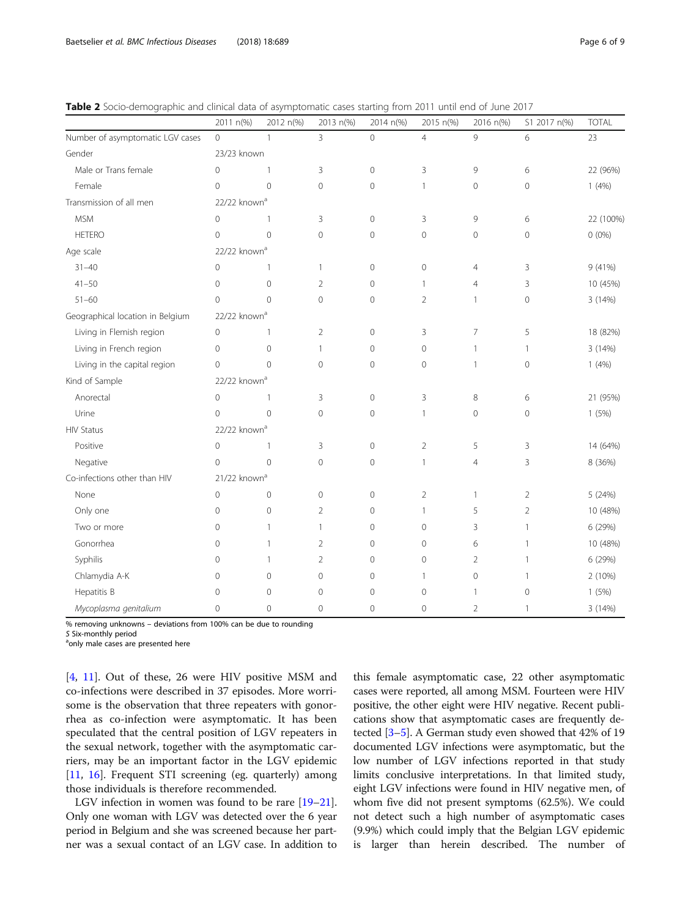**Table 2** Socio-demographic and clinical data of asymptomatic cases starting from 2011 until end of June 2017

| | 2011 n(%) | 2012 n(%) | 2013 n(%) | 2014 n(%) | 2015 n(%) | 2016 n(%) | S1 2017 n(%) | TOTAL |
|---|---|---|---|---|---|---|---|---|
| Number of asymptomatic LGV cases | 0 | 1 | 3 | 0 | 4 | 9 | 6 | 23 |
| Gender | 23/23 known | | | | | | | |
| Male or Trans female | 0 | 1 | 3 | 0 | 3 | 9 | 6 | 22 (96%) |
| Female | 0 | 0 | 0 | 0 | 1 | 0 | 0 | 1 (4%) |
| Transmission of all men | 22/22 known[a] | | | | | | | |
| MSM | 0 | 1 | 3 | 0 | 3 | 9 | 6 | 22 (100%) |
| HETERO | 0 | 0 | 0 | 0 | 0 | 0 | 0 | 0 (0%) |
| Age scale | 22/22 known[a] | | | | | | | |
| 31–40 | 0 | 1 | 1 | 0 | 0 | 4 | 3 | 9 (41%) |
| 41–50 | 0 | 0 | 2 | 0 | 1 | 4 | 3 | 10 (45%) |
| 51–60 | 0 | 0 | 0 | 0 | 2 | 1 | 0 | 3 (14%) |
| Geographical location in Belgium | 22/22 known[a] | | | | | | | |
| Living in Flemish region | 0 | 1 | 2 | 0 | 3 | 7 | 5 | 18 (82%) |
| Living in French region | 0 | 0 | 1 | 0 | 0 | 1 | 1 | 3 (14%) |
| Living in the capital region | 0 | 0 | 0 | 0 | 0 | 1 | 0 | 1 (4%) |
| Kind of Sample | 22/22 known[a] | | | | | | | |
| Anorectal | 0 | 1 | 3 | 0 | 3 | 8 | 6 | 21 (95%) |
| Urine | 0 | 0 | 0 | 0 | 1 | 0 | 0 | 1 (5%) |
| HIV Status | 22/22 known[a] | | | | | | | |
| Positive | 0 | 1 | 3 | 0 | 2 | 5 | 3 | 14 (64%) |
| Negative | 0 | 0 | 0 | 0 | 1 | 4 | 3 | 8 (36%) |
| Co-infections other than HIV | 21/22 known[a] | | | | | | | |
| None | 0 | 0 | 0 | 0 | 2 | 1 | 2 | 5 (24%) |
| Only one | 0 | 0 | 2 | 0 | 1 | 5 | 2 | 10 (48%) |
| Two or more | 0 | 1 | 1 | 0 | 0 | 3 | 1 | 6 (29%) |
| Gonorrhea | 0 | 1 | 2 | 0 | 0 | 6 | 1 | 10 (48%) |
| Syphilis | 0 | 1 | 2 | 0 | 0 | 2 | 1 | 6 (29%) |
| Chlamydia A-K | 0 | 0 | 0 | 0 | 1 | 0 | 1 | 2 (10%) |
| Hepatitis B | 0 | 0 | 0 | 0 | 0 | 1 | 0 | 1 (5%) |
| *Mycoplasma genitalium* | 0 | 0 | 0 | 0 | 0 | 2 | 1 | 3 (14%) |

% removing unknowns – deviations from 100% can be due to rounding
*S* Six-monthly period
[a]only male cases are presented here

[4, 11]. Out of these, 26 were HIV positive MSM and co-infections were described in 37 episodes. More worrisome is the observation that three repeaters with gonorrhea as co-infection were asymptomatic. It has been speculated that the central position of LGV repeaters in the sexual network, together with the asymptomatic carriers, may be an important factor in the LGV epidemic [11, 16]. Frequent STI screening (eg. quarterly) among those individuals is therefore recommended.

LGV infection in women was found to be rare [19–21]. Only one woman with LGV was detected over the 6 year period in Belgium and she was screened because her partner was a sexual contact of an LGV case. In addition to this female asymptomatic case, 22 other asymptomatic cases were reported, all among MSM. Fourteen were HIV positive, the other eight were HIV negative. Recent publications show that asymptomatic cases are frequently detected [3–5]. A German study even showed that 42% of 19 documented LGV infections were asymptomatic, but the low number of LGV infections reported in that study limits conclusive interpretations. In that limited study, eight LGV infections were found in HIV negative men, of whom five did not present symptoms (62.5%). We could not detect such a high number of asymptomatic cases (9.9%) which could imply that the Belgian LGV epidemic is larger than herein described. The number of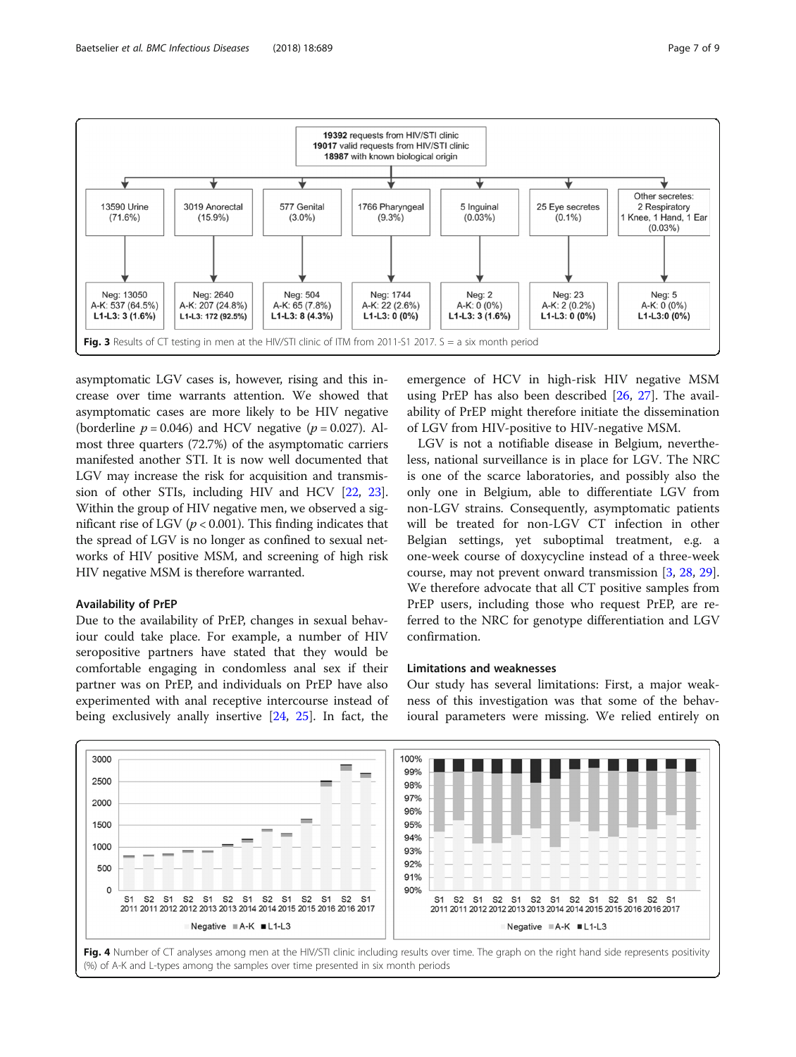Fig. 3 Results of CT testing in men at the HIV/STI clinic of ITM from 2011-S1 2017. S = a six month period

asymptomatic LGV cases is, however, rising and this increase over time warrants attention. We showed that asymptomatic cases are more likely to be HIV negative (borderline $p = 0.046$) and HCV negative ($p = 0.027$). Almost three quarters (72.7%) of the asymptomatic carriers manifested another STI. It is now well documented that LGV may increase the risk for acquisition and transmission of other STIs, including HIV and HCV [22, 23]. Within the group of HIV negative men, we observed a significant rise of LGV ($p < 0.001$). This finding indicates that the spread of LGV is no longer as confined to sexual networks of HIV positive MSM, and screening of high risk HIV negative MSM is therefore warranted.

### Availability of PrEP

Due to the availability of PrEP, changes in sexual behaviour could take place. For example, a number of HIV seropositive partners have stated that they would be comfortable engaging in condomless anal sex if their partner was on PrEP, and individuals on PrEP have also experimented with anal receptive intercourse instead of being exclusively anally insertive [24, 25]. In fact, the emergence of HCV in high-risk HIV negative MSM using PrEP has also been described [26, 27]. The availability of PrEP might therefore initiate the dissemination of LGV from HIV-positive to HIV-negative MSM.

LGV is not a notifiable disease in Belgium, nevertheless, national surveillance is in place for LGV. The NRC is one of the scarce laboratories, and possibly also the only one in Belgium, able to differentiate LGV from non-LGV strains. Consequently, asymptomatic patients will be treated for non-LGV CT infection in other Belgian settings, yet suboptimal treatment, e.g. a one-week course of doxycycline instead of a three-week course, may not prevent onward transmission [3, 28, 29]. We therefore advocate that all CT positive samples from PrEP users, including those who request PrEP, are referred to the NRC for genotype differentiation and LGV confirmation.

### Limitations and weaknesses

Our study has several limitations: First, a major weakness of this investigation was that some of the behavioural parameters were missing. We relied entirely on

Fig. 4 Number of CT analyses among men at the HIV/STI clinic including results over time. The graph on the right hand side represents positivity (%) of A-K and L-types among the samples over time presented in six month periods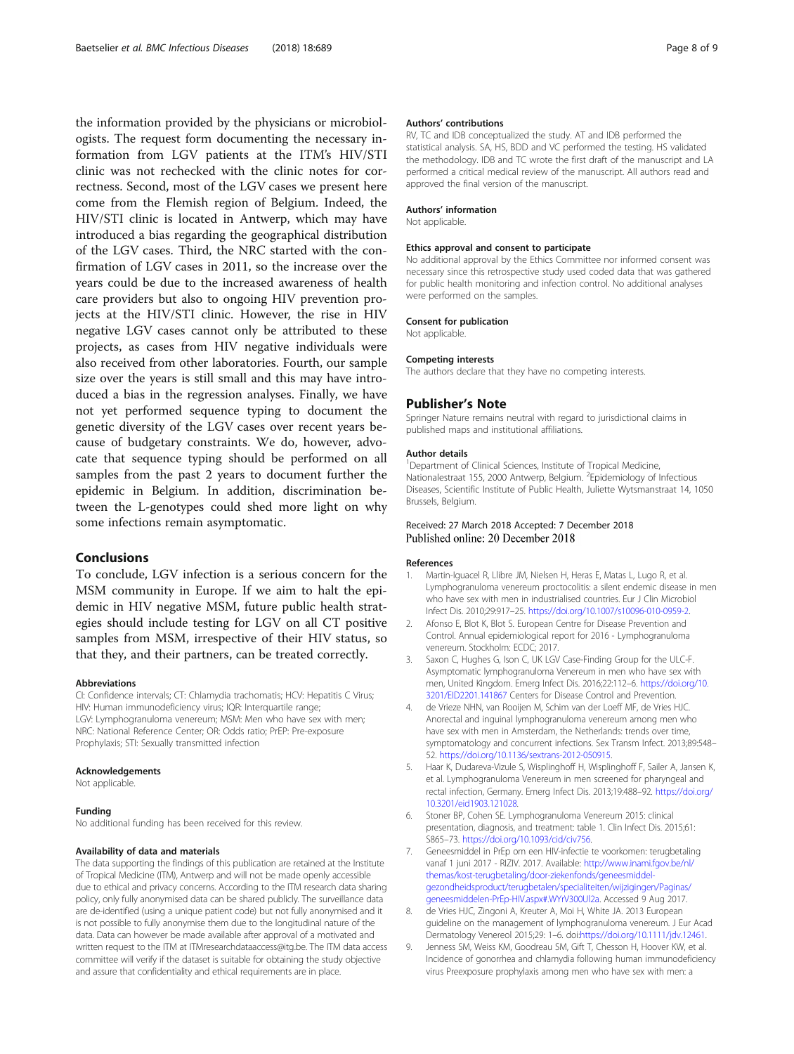the information provided by the physicians or microbiologists. The request form documenting the necessary information from LGV patients at the ITM's HIV/STI clinic was not rechecked with the clinic notes for correctness. Second, most of the LGV cases we present here come from the Flemish region of Belgium. Indeed, the HIV/STI clinic is located in Antwerp, which may have introduced a bias regarding the geographical distribution of the LGV cases. Third, the NRC started with the confirmation of LGV cases in 2011, so the increase over the years could be due to the increased awareness of health care providers but also to ongoing HIV prevention projects at the HIV/STI clinic. However, the rise in HIV negative LGV cases cannot only be attributed to these projects, as cases from HIV negative individuals were also received from other laboratories. Fourth, our sample size over the years is still small and this may have introduced a bias in the regression analyses. Finally, we have not yet performed sequence typing to document the genetic diversity of the LGV cases over recent years because of budgetary constraints. We do, however, advocate that sequence typing should be performed on all samples from the past 2 years to document further the epidemic in Belgium. In addition, discrimination between the L-genotypes could shed more light on why some infections remain asymptomatic.

## Conclusions

To conclude, LGV infection is a serious concern for the MSM community in Europe. If we aim to halt the epidemic in HIV negative MSM, future public health strategies should include testing for LGV on all CT positive samples from MSM, irrespective of their HIV status, so that they, and their partners, can be treated correctly.

#### Abbreviations

CI: Confidence intervals; CT: Chlamydia trachomatis; HCV: Hepatitis C Virus; HIV: Human immunodeficiency virus; IQR: Interquartile range; LGV: Lymphogranuloma venereum; MSM: Men who have sex with men; NRC: National Reference Center; OR: Odds ratio; PrEP: Pre-exposure Prophylaxis; STI: Sexually transmitted infection

#### Acknowledgements

Not applicable.

#### Funding

No additional funding has been received for this review.

#### Availability of data and materials

The data supporting the findings of this publication are retained at the Institute of Tropical Medicine (ITM), Antwerp and will not be made openly accessible due to ethical and privacy concerns. According to the ITM research data sharing policy, only fully anonymised data can be shared publicly. The surveillance data are de-identified (using a unique patient code) but not fully anonymised and it is not possible to fully anonymise them due to the longitudinal nature of the data. Data can however be made available after approval of a motivated and written request to the ITM at ITMresearchdataaccess@itg.be. The ITM data access committee will verify if the dataset is suitable for obtaining the study objective and assure that confidentiality and ethical requirements are in place.

#### Authors' contributions

RV, TC and IDB conceptualized the study. AT and IDB performed the statistical analysis. SA, HS, BDD and VC performed the testing. HS validated the methodology. IDB and TC wrote the first draft of the manuscript and LA performed a critical medical review of the manuscript. All authors read and approved the final version of the manuscript.

#### Authors' information

Not applicable.

#### Ethics approval and consent to participate

No additional approval by the Ethics Committee nor informed consent was necessary since this retrospective study used coded data that was gathered for public health monitoring and infection control. No additional analyses were performed on the samples.

#### Consent for publication

Not applicable.

#### Competing interests

The authors declare that they have no competing interests.

## Publisher's Note

Springer Nature remains neutral with regard to jurisdictional claims in published maps and institutional affiliations.

#### Author details

[1]Department of Clinical Sciences, Institute of Tropical Medicine, Nationalestraat 155, 2000 Antwerp, Belgium. [2]Epidemiology of Infectious Diseases, Scientific Institute of Public Health, Juliette Wytsmanstraat 14, 1050 Brussels, Belgium.

Received: 27 March 2018 Accepted: 7 December 2018
Published online: 20 December 2018

#### References

1. Martin-Iguacel R, Llibre JM, Nielsen H, Heras E, Matas L, Lugo R, et al. Lymphogranuloma venereum proctocolitis: a silent endemic disease in men who have sex with men in industrialised countries. Eur J Clin Microbiol Infect Dis. 2010;29:917–25. https://doi.org/10.1007/s10096-010-0959-2.
2. Afonso E, Blot K, Blot S. European Centre for Disease Prevention and Control. Annual epidemiological report for 2016 - Lymphogranuloma venereum. Stockholm: ECDC; 2017.
3. Saxon C, Hughes G, Ison C, UK LGV Case-Finding Group for the ULC-F. Asymptomatic lymphogranuloma Venereum in men who have sex with men, United Kingdom. Emerg Infect Dis. 2016;22:112–6. https://doi.org/10.3201/EID2201.141867 Centers for Disease Control and Prevention.
4. de Vrieze NHN, van Rooijen M, Schim van der Loeff MF, de Vries HJC. Anorectal and inguinal lymphogranuloma venereum among men who have sex with men in Amsterdam, the Netherlands: trends over time, symptomatology and concurrent infections. Sex Transm Infect. 2013;89:548–52. https://doi.org/10.1136/sextrans-2012-050915.
5. Haar K, Dudareva-Vizule S, Wisplinghoff H, Wisplinghoff F, Sailer A, Jansen K, et al. Lymphogranuloma Venereum in men screened for pharyngeal and rectal infection, Germany. Emerg Infect Dis. 2013;19:488–92. https://doi.org/10.3201/eid1903.121028.
6. Stoner BP, Cohen SE. Lymphogranuloma Venereum 2015: clinical presentation, diagnosis, and treatment: table 1. Clin Infect Dis. 2015;61:S865–73. https://doi.org/10.1093/cid/civ756.
7. Geneesmiddel in PrEp om een HIV-infectie te voorkomen: terugbetaling vanaf 1 juni 2017 - RIZIV. 2017. Available: http://www.inami.fgov.be/nl/themas/kost-terugbetaling/door-ziekenfonds/geneesmiddel-gezondheidsproduct/terugbetalen/specialiteiten/wijzigingen/Paginas/geneesmiddelen-PrEp-HIV.aspx#.WYrV300Ul2a. Accessed 9 Aug 2017.
8. de Vries HJC, Zingoni A, Kreuter A, Moi H, White JA. 2013 European guideline on the management of lymphogranuloma venereum. J Eur Acad Dermatology Venereol 2015;29: 1–6. doi:https://doi.org/10.1111/jdv.12461.
9. Jenness SM, Weiss KM, Goodreau SM, Gift T, Chesson H, Hoover KW, et al. Incidence of gonorrhea and chlamydia following human immunodeficiency virus Preexposure prophylaxis among men who have sex with men: a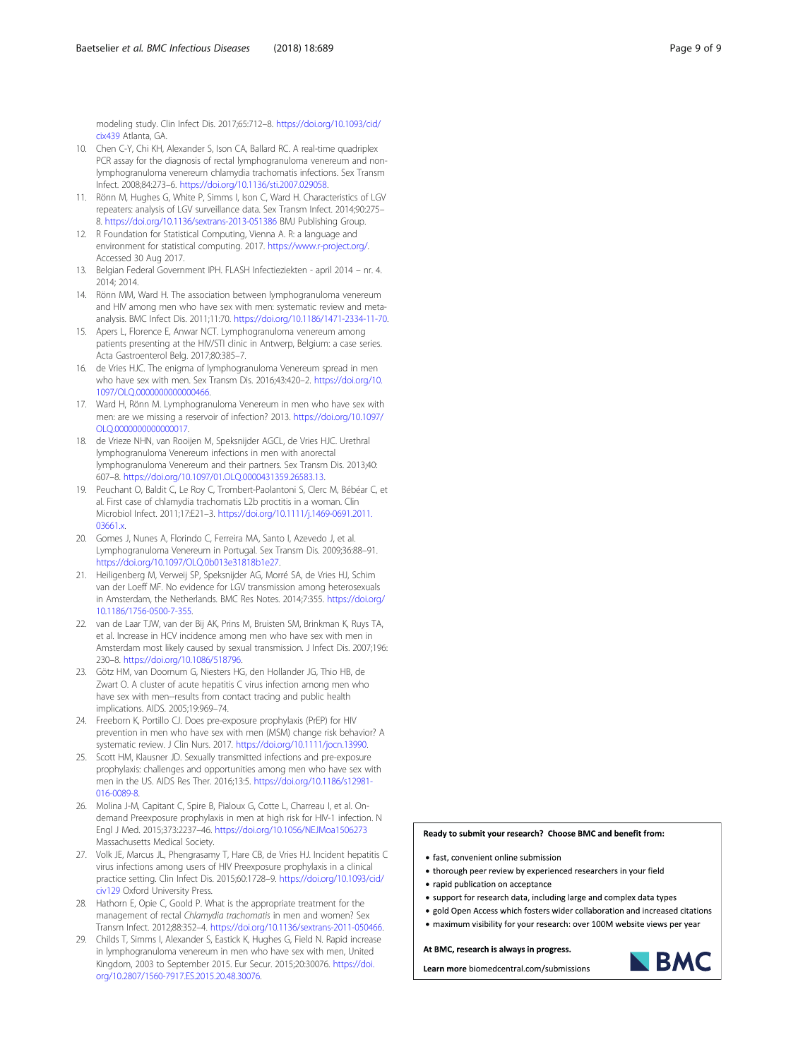modeling study. Clin Infect Dis. 2017;65:712–8. https://doi.org/10.1093/cid/cix439 Atlanta, GA.

10. Chen C-Y, Chi KH, Alexander S, Ison CA, Ballard RC. A real-time quadriplex PCR assay for the diagnosis of rectal lymphogranuloma venereum and non-lymphogranuloma venereum chlamydia trachomatis infections. Sex Transm Infect. 2008;84:273–6. https://doi.org/10.1136/sti.2007.029058.
11. Rönn M, Hughes G, White P, Simms I, Ison C, Ward H. Characteristics of LGV repeaters: analysis of LGV surveillance data. Sex Transm Infect. 2014;90:275–8. https://doi.org/10.1136/sextrans-2013-051386 BMJ Publishing Group.
12. R Foundation for Statistical Computing, Vienna A. R: a language and environment for statistical computing. 2017. https://www.r-project.org/. Accessed 30 Aug 2017.
13. Belgian Federal Government IPH. FLASH Infectieziekten - april 2014 – nr. 4. 2014; 2014.
14. Rönn MM, Ward H. The association between lymphogranuloma venereum and HIV among men who have sex with men: systematic review and meta-analysis. BMC Infect Dis. 2011;11:70. https://doi.org/10.1186/1471-2334-11-70.
15. Apers L, Florence E, Anwar NCT. Lymphogranuloma venereum among patients presenting at the HIV/STI clinic in Antwerp, Belgium: a case series. Acta Gastroenterol Belg. 2017;80:385–7.
16. de Vries HJC. The enigma of lymphogranuloma Venereum spread in men who have sex with men. Sex Transm Dis. 2016;43:420–2. https://doi.org/10.1097/OLQ.0000000000000466.
17. Ward H, Rönn M. Lymphogranuloma Venereum in men who have sex with men: are we missing a reservoir of infection? 2013. https://doi.org/10.1097/OLQ.0000000000000017.
18. de Vrieze NHN, van Rooijen M, Speksnijder AGCL, de Vries HJC. Urethral lymphogranuloma Venereum infections in men with anorectal lymphogranuloma Venereum and their partners. Sex Transm Dis. 2013;40:607–8. https://doi.org/10.1097/01.OLQ.0000431359.26583.13.
19. Peuchant O, Baldit C, Le Roy C, Trombert-Paolantoni S, Clerc M, Bébéar C, et al. First case of chlamydia trachomatis L2b proctitis in a woman. Clin Microbiol Infect. 2011;17:E21–3. https://doi.org/10.1111/j.1469-0691.2011.03661.x.
20. Gomes J, Nunes A, Florindo C, Ferreira MA, Santo I, Azevedo J, et al. Lymphogranuloma Venereum in Portugal. Sex Transm Dis. 2009;36:88–91. https://doi.org/10.1097/OLQ.0b013e31818b1e27.
21. Heiligenberg M, Verweij SP, Speksnijder AG, Morré SA, de Vries HJ, Schim van der Loeff MF. No evidence for LGV transmission among heterosexuals in Amsterdam, the Netherlands. BMC Res Notes. 2014;7:355. https://doi.org/10.1186/1756-0500-7-355.
22. van de Laar TJW, van der Bij AK, Prins M, Bruisten SM, Brinkman K, Ruys TA, et al. Increase in HCV incidence among men who have sex with men in Amsterdam most likely caused by sexual transmission. J Infect Dis. 2007;196:230–8. https://doi.org/10.1086/518796.
23. Götz HM, van Doornum G, Niesters HG, den Hollander JG, Thio HB, de Zwart O. A cluster of acute hepatitis C virus infection among men who have sex with men--results from contact tracing and public health implications. AIDS. 2005;19:969–74.
24. Freeborn K, Portillo CJ. Does pre-exposure prophylaxis (PrEP) for HIV prevention in men who have sex with men (MSM) change risk behavior? A systematic review. J Clin Nurs. 2017. https://doi.org/10.1111/jocn.13990.
25. Scott HM, Klausner JD. Sexually transmitted infections and pre-exposure prophylaxis: challenges and opportunities among men who have sex with men in the US. AIDS Res Ther. 2016;13:5. https://doi.org/10.1186/s12981-016-0089-8.
26. Molina J-M, Capitant C, Spire B, Pialoux G, Cotte L, Charreau I, et al. On-demand Preexposure prophylaxis in men at high risk for HIV-1 infection. N Engl J Med. 2015;373:2237–46. https://doi.org/10.1056/NEJMoa1506273 Massachusetts Medical Society.
27. Volk JE, Marcus JL, Phengrasamy T, Hare CB, de Vries HJ. Incident hepatitis C virus infections among users of HIV Preexposure prophylaxis in a clinical practice setting. Clin Infect Dis. 2015;60:1728–9. https://doi.org/10.1093/cid/civ129 Oxford University Press.
28. Hathorn E, Opie C, Goold P. What is the appropriate treatment for the management of rectal *Chlamydia trachomatis* in men and women? Sex Transm Infect. 2012;88:352–4. https://doi.org/10.1136/sextrans-2011-050466.
29. Childs T, Simms I, Alexander S, Eastick K, Hughes G, Field N. Rapid increase in lymphogranuloma venereum in men who have sex with men, United Kingdom, 2003 to September 2015. Eur Secur. 2015;20:30076. https://doi.org/10.2807/1560-7917.ES.2015.20.48.30076.

**Ready to submit your research? Choose BMC and benefit from:**

- fast, convenient online submission
- thorough peer review by experienced researchers in your field
- rapid publication on acceptance
- support for research data, including large and complex data types
- gold Open Access which fosters wider collaboration and increased citations
- maximum visibility for your research: over 100M website views per year

**At BMC, research is always in progress.**

**Learn more** biomedcentral.com/submissions

BMC